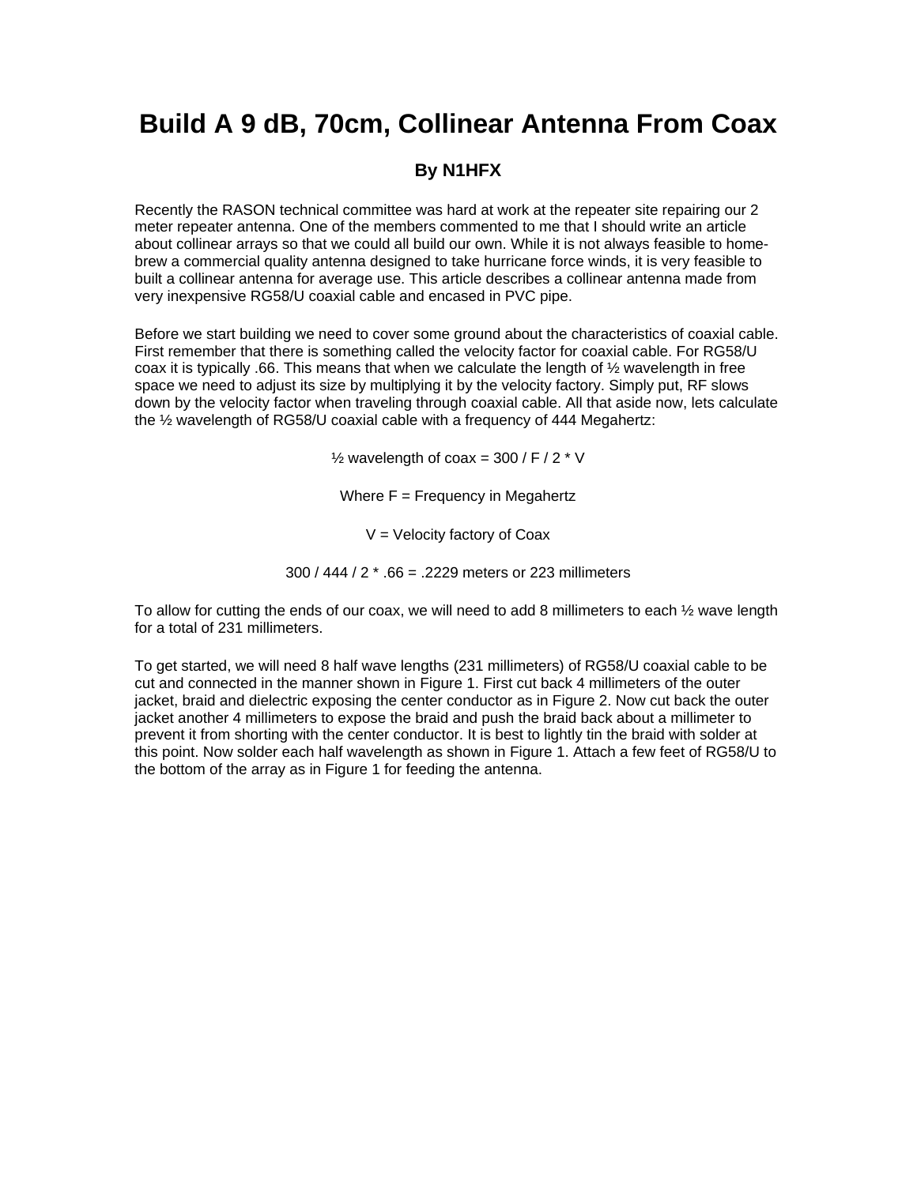# Build A 9 dB, 70cm, Collinear Antenna From Coax

### By N1HFX

Recently the RASON technical committee was hard at work at the repeater site repairing our 2 meter repeater antenna. One of the members commented to me that I should write an article about collinear arrays so that we could all build our own. While it is not always feasible to home-brew a commercial quality antenna designed to take hurricane force winds, it is very feasible to built a collinear antenna for average use. This article describes a collinear antenna made from very inexpensive RG58/U coaxial cable and encased in PVC pipe.

Before we start building we need to cover some ground about the characteristics of coaxial cable. First remember that there is something called the velocity factor for coaxial cable. For RG58/U coax it is typically .66. This means that when we calculate the length of ½ wavelength in free space we need to adjust its size by multiplying it by the velocity factory. Simply put, RF slows down by the velocity factor when traveling through coaxial cable. All that aside now, lets calculate the ½ wavelength of RG58/U coaxial cable with a frequency of 444 Megahertz:

$$\text{½ wavelength of coax} = 300 / F / 2 * V$$

Where F = Frequency in Megahertz

V = Velocity factory of Coax

$$300 / 444 / 2 * .66 = .2229 \text{ meters or } 223 \text{ millimeters}$$

To allow for cutting the ends of our coax, we will need to add 8 millimeters to each ½ wave length for a total of 231 millimeters.

To get started, we will need 8 half wave lengths (231 millimeters) of RG58/U coaxial cable to be cut and connected in the manner shown in Figure 1. First cut back 4 millimeters of the outer jacket, braid and dielectric exposing the center conductor as in Figure 2. Now cut back the outer jacket another 4 millimeters to expose the braid and push the braid back about a millimeter to prevent it from shorting with the center conductor. It is best to lightly tin the braid with solder at this point. Now solder each half wavelength as shown in Figure 1. Attach a few feet of RG58/U to the bottom of the array as in Figure 1 for feeding the antenna.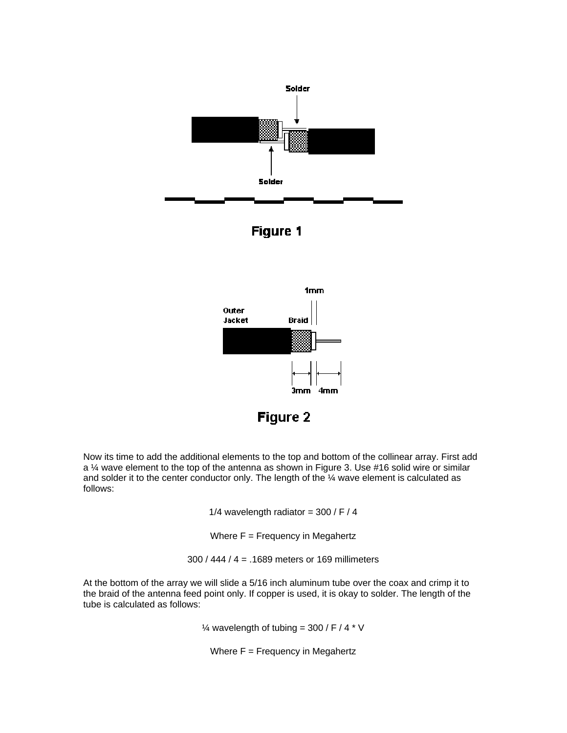Figure 1

Figure 2

Now its time to add the additional elements to the top and bottom of the collinear array. First add a ¼ wave element to the top of the antenna as shown in Figure 3. Use #16 solid wire or similar and solder it to the center conductor only. The length of the ¼ wave element is calculated as follows:

1/4 wavelength radiator = 300 / F / 4

Where F = Frequency in Megahertz

300 / 444 / 4 = .1689 meters or 169 millimeters

At the bottom of the array we will slide a 5/16 inch aluminum tube over the coax and crimp it to the braid of the antenna feed point only. If copper is used, it is okay to solder. The length of the tube is calculated as follows:

¼ wavelength of tubing = 300 / F / 4 * V

Where F = Frequency in Megahertz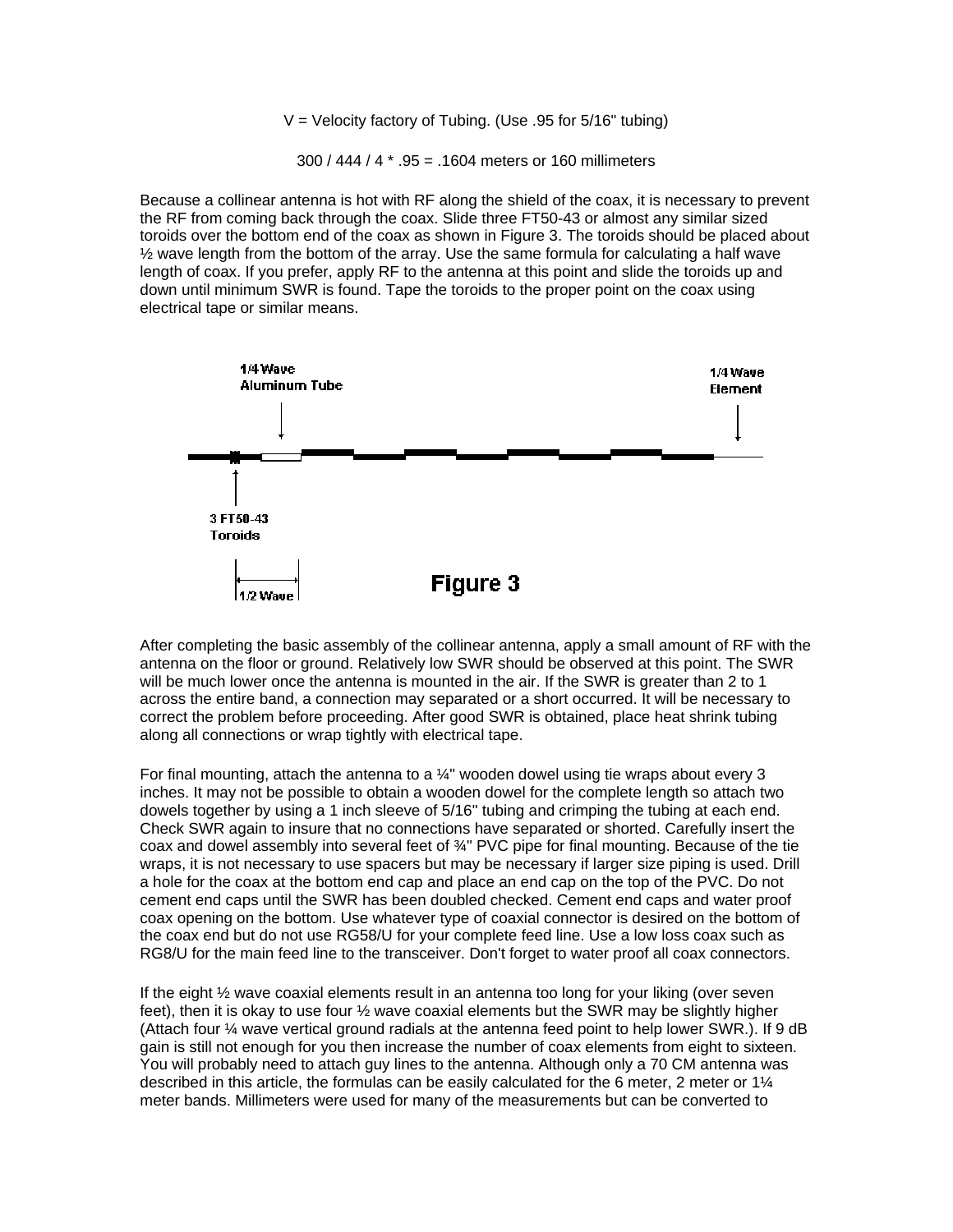V = Velocity factory of Tubing. (Use .95 for 5/16" tubing)

300 / 444 / 4 * .95 = .1604 meters or 160 millimeters

Because a collinear antenna is hot with RF along the shield of the coax, it is necessary to prevent the RF from coming back through the coax. Slide three FT50-43 or almost any similar sized toroids over the bottom end of the coax as shown in Figure 3. The toroids should be placed about ½ wave length from the bottom of the array. Use the same formula for calculating a half wave length of coax. If you prefer, apply RF to the antenna at this point and slide the toroids up and down until minimum SWR is found. Tape the toroids to the proper point on the coax using electrical tape or similar means.

1/4 Wave Aluminum Tube

1/4 Wave Element

3 FT50-43 Toroids

1/2 Wave

**Figure 3**

After completing the basic assembly of the collinear antenna, apply a small amount of RF with the antenna on the floor or ground. Relatively low SWR should be observed at this point. The SWR will be much lower once the antenna is mounted in the air. If the SWR is greater than 2 to 1 across the entire band, a connection may separated or a short occurred. It will be necessary to correct the problem before proceeding. After good SWR is obtained, place heat shrink tubing along all connections or wrap tightly with electrical tape.

For final mounting, attach the antenna to a ¼" wooden dowel using tie wraps about every 3 inches. It may not be possible to obtain a wooden dowel for the complete length so attach two dowels together by using a 1 inch sleeve of 5/16" tubing and crimping the tubing at each end. Check SWR again to insure that no connections have separated or shorted. Carefully insert the coax and dowel assembly into several feet of ¾" PVC pipe for final mounting. Because of the tie wraps, it is not necessary to use spacers but may be necessary if larger size piping is used. Drill a hole for the coax at the bottom end cap and place an end cap on the top of the PVC. Do not cement end caps until the SWR has been doubled checked. Cement end caps and water proof coax opening on the bottom. Use whatever type of coaxial connector is desired on the bottom of the coax end but do not use RG58/U for your complete feed line. Use a low loss coax such as RG8/U for the main feed line to the transceiver. Don't forget to water proof all coax connectors.

If the eight ½ wave coaxial elements result in an antenna too long for your liking (over seven feet), then it is okay to use four ½ wave coaxial elements but the SWR may be slightly higher (Attach four ¼ wave vertical ground radials at the antenna feed point to help lower SWR.). If 9 dB gain is still not enough for you then increase the number of coax elements from eight to sixteen. You will probably need to attach guy lines to the antenna. Although only a 70 CM antenna was described in this article, the formulas can be easily calculated for the 6 meter, 2 meter or 1¼ meter bands. Millimeters were used for many of the measurements but can be converted to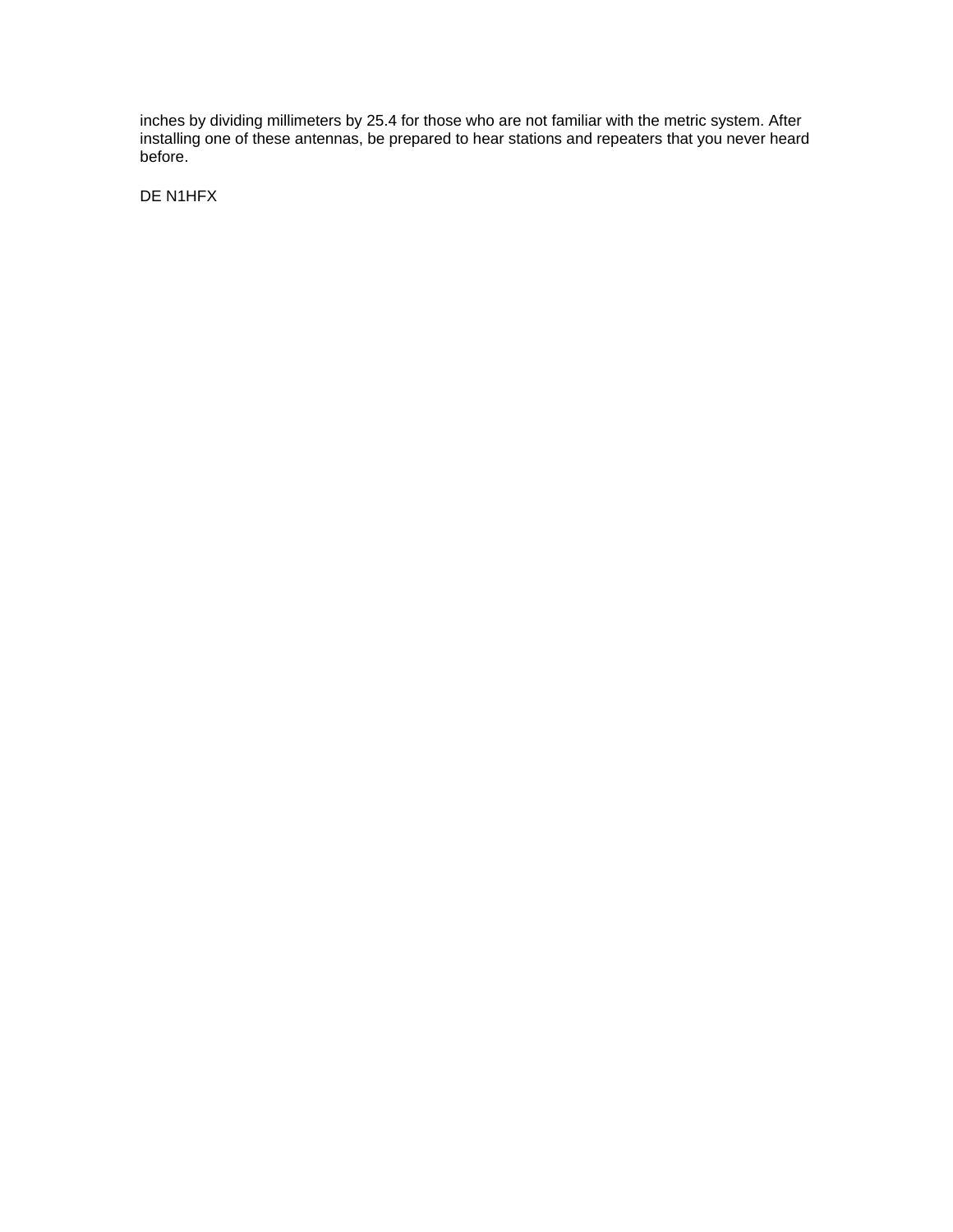inches by dividing millimeters by 25.4 for those who are not familiar with the metric system. After installing one of these antennas, be prepared to hear stations and repeaters that you never heard before.

DE N1HFX